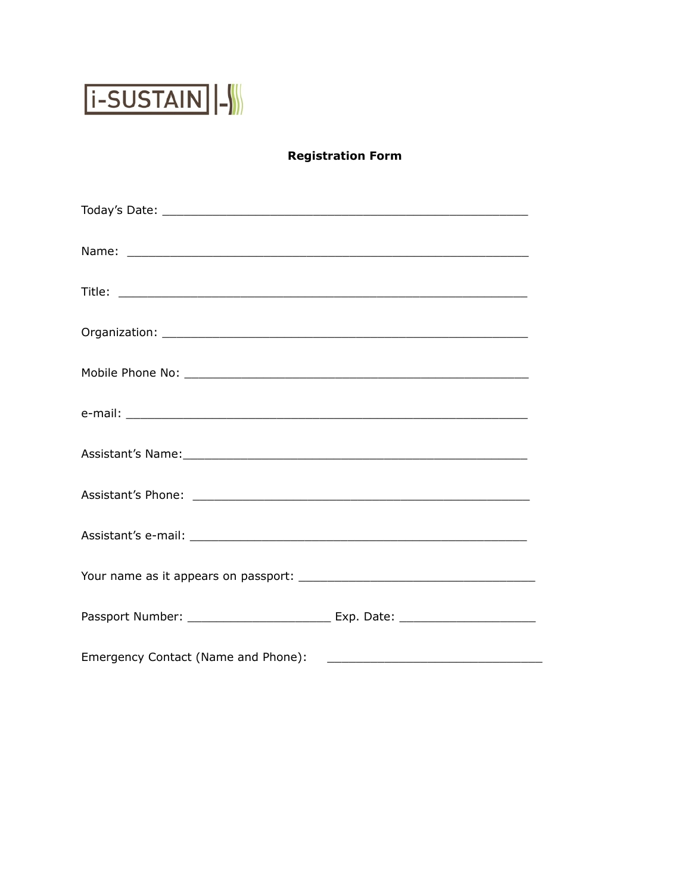i-SUSTAIN

## Registration Form

Today's Date: ______________________________________________________

Name: ____________________________________________________________

Title: _____________________________________________________________

Organization: ______________________________________________________

Mobile Phone No: ___________________________________________________

e-mail: ____________________________________________________________

Assistant's Name:____________________________________________________

Assistant's Phone: ___________________________________________________

Assistant's e-mail: ___________________________________________________

Your name as it appears on passport: ____________________________________

Passport Number: ______________________ Exp. Date: ____________________

Emergency Contact (Name and Phone): ________________________________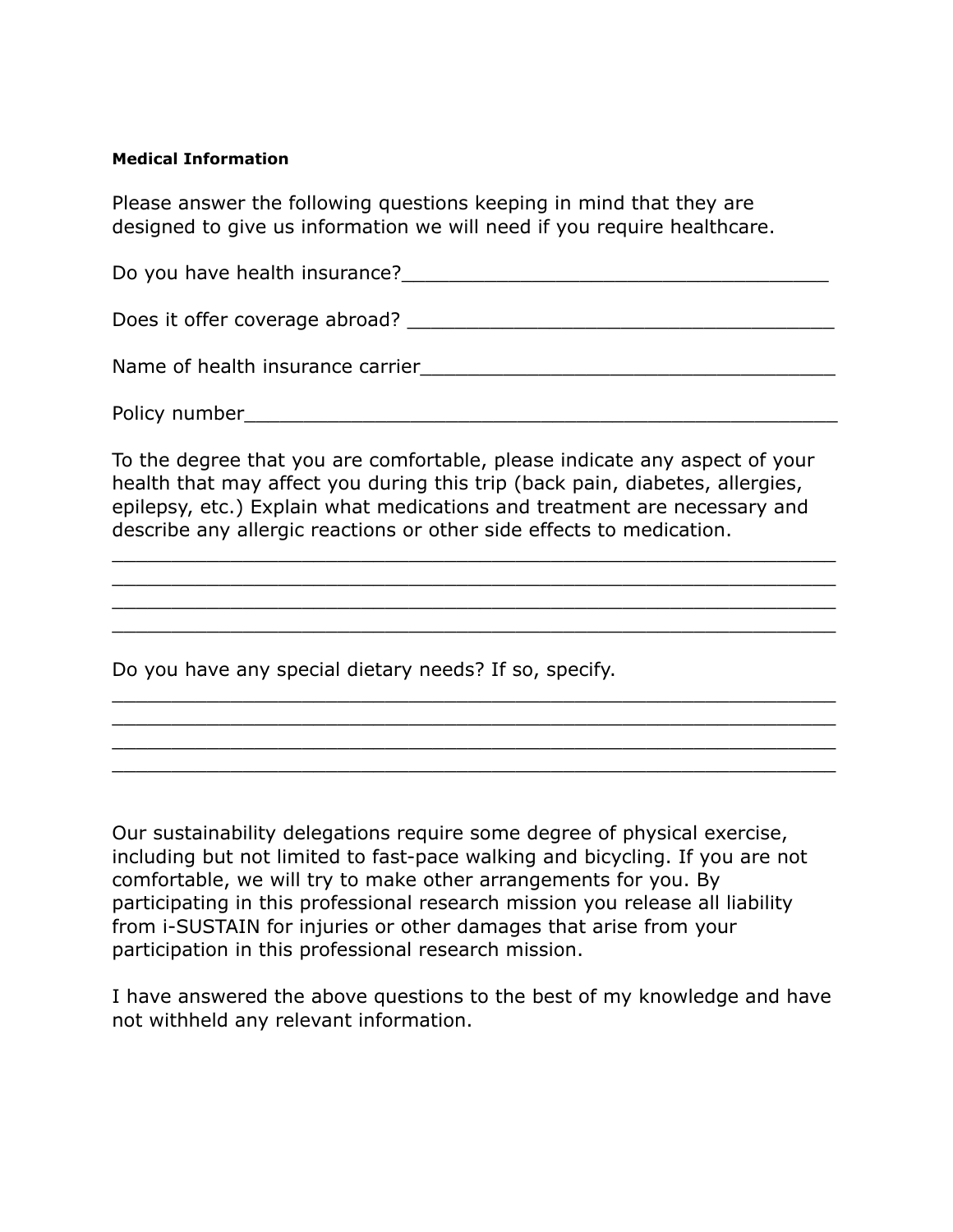**Medical Information**

Please answer the following questions keeping in mind that they are designed to give us information we will need if you require healthcare.

Do you have health insurance?_____________________________________

Does it offer coverage abroad? _____________________________________

Name of health insurance carrier___________________________________

Policy number_________________________________________________

To the degree that you are comfortable, please indicate any aspect of your health that may affect you during this trip (back pain, diabetes, allergies, epilepsy, etc.) Explain what medications and treatment are necessary and describe any allergic reactions or other side effects to medication.

___________________________________________________________
___________________________________________________________
___________________________________________________________
___________________________________________________________

Do you have any special dietary needs? If so, specify.

___________________________________________________________
___________________________________________________________
___________________________________________________________
___________________________________________________________

Our sustainability delegations require some degree of physical exercise, including but not limited to fast-pace walking and bicycling. If you are not comfortable, we will try to make other arrangements for you. By participating in this professional research mission you release all liability from i-SUSTAIN for injuries or other damages that arise from your participation in this professional research mission.

I have answered the above questions to the best of my knowledge and have not withheld any relevant information.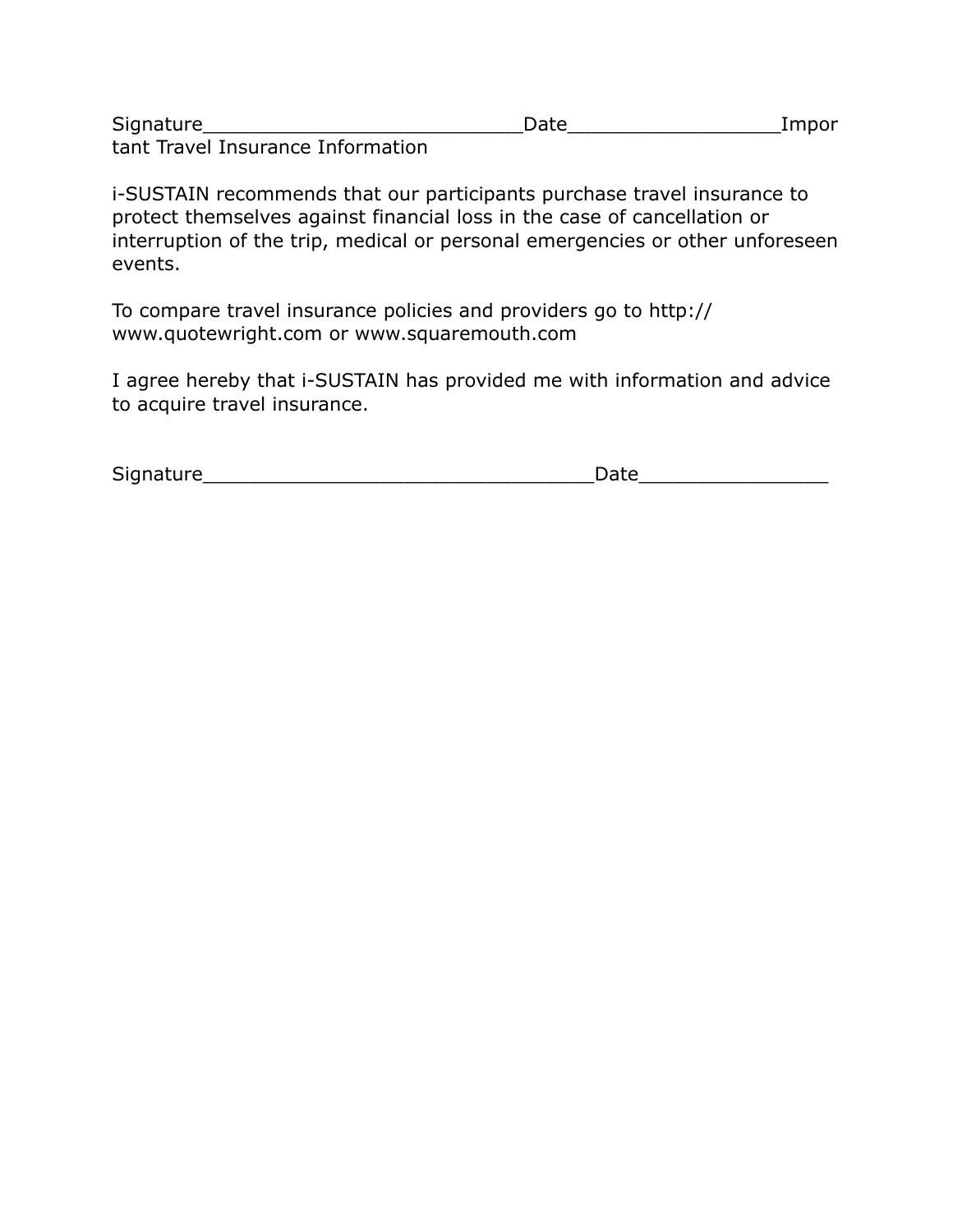Signature____________________________Date___________________

Important Travel Insurance Information

i-SUSTAIN recommends that our participants purchase travel insurance to protect themselves against financial loss in the case of cancellation or interruption of the trip, medical or personal emergencies or other unforeseen events.

To compare travel insurance policies and providers go to http://www.quotewright.com or www.squaremouth.com

I agree hereby that i-SUSTAIN has provided me with information and advice to acquire travel insurance.

Signature___________________________________Date_________________